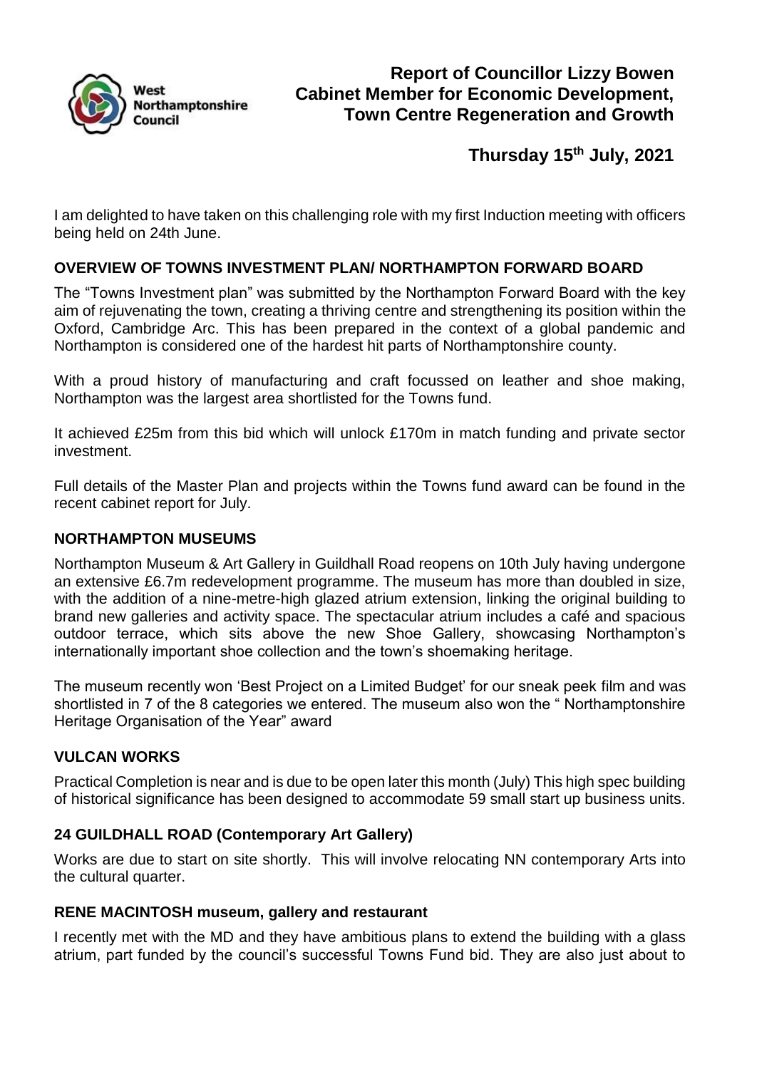West Northamptonshire Council

# Report of Councillor Lizzy Bowen Cabinet Member for Economic Development, Town Centre Regeneration and Growth

## Thursday 15th July, 2021

I am delighted to have taken on this challenging role with my first Induction meeting with officers being held on 24th June.

### OVERVIEW OF TOWNS INVESTMENT PLAN/ NORTHAMPTON FORWARD BOARD

The "Towns Investment plan" was submitted by the Northampton Forward Board with the key aim of rejuvenating the town, creating a thriving centre and strengthening its position within the Oxford, Cambridge Arc. This has been prepared in the context of a global pandemic and Northampton is considered one of the hardest hit parts of Northamptonshire county.

With a proud history of manufacturing and craft focussed on leather and shoe making, Northampton was the largest area shortlisted for the Towns fund.

It achieved £25m from this bid which will unlock £170m in match funding and private sector investment.

Full details of the Master Plan and projects within the Towns fund award can be found in the recent cabinet report for July.

### NORTHAMPTON MUSEUMS

Northampton Museum & Art Gallery in Guildhall Road reopens on 10th July having undergone an extensive £6.7m redevelopment programme. The museum has more than doubled in size, with the addition of a nine-metre-high glazed atrium extension, linking the original building to brand new galleries and activity space. The spectacular atrium includes a café and spacious outdoor terrace, which sits above the new Shoe Gallery, showcasing Northampton's internationally important shoe collection and the town's shoemaking heritage.

The museum recently won 'Best Project on a Limited Budget' for our sneak peek film and was shortlisted in 7 of the 8 categories we entered. The museum also won the " Northamptonshire Heritage Organisation of the Year" award

### VULCAN WORKS

Practical Completion is near and is due to be open later this month (July) This high spec building of historical significance has been designed to accommodate 59 small start up business units.

### 24 GUILDHALL ROAD (Contemporary Art Gallery)

Works are due to start on site shortly. This will involve relocating NN contemporary Arts into the cultural quarter.

### RENE MACINTOSH museum, gallery and restaurant

I recently met with the MD and they have ambitious plans to extend the building with a glass atrium, part funded by the council's successful Towns Fund bid. They are also just about to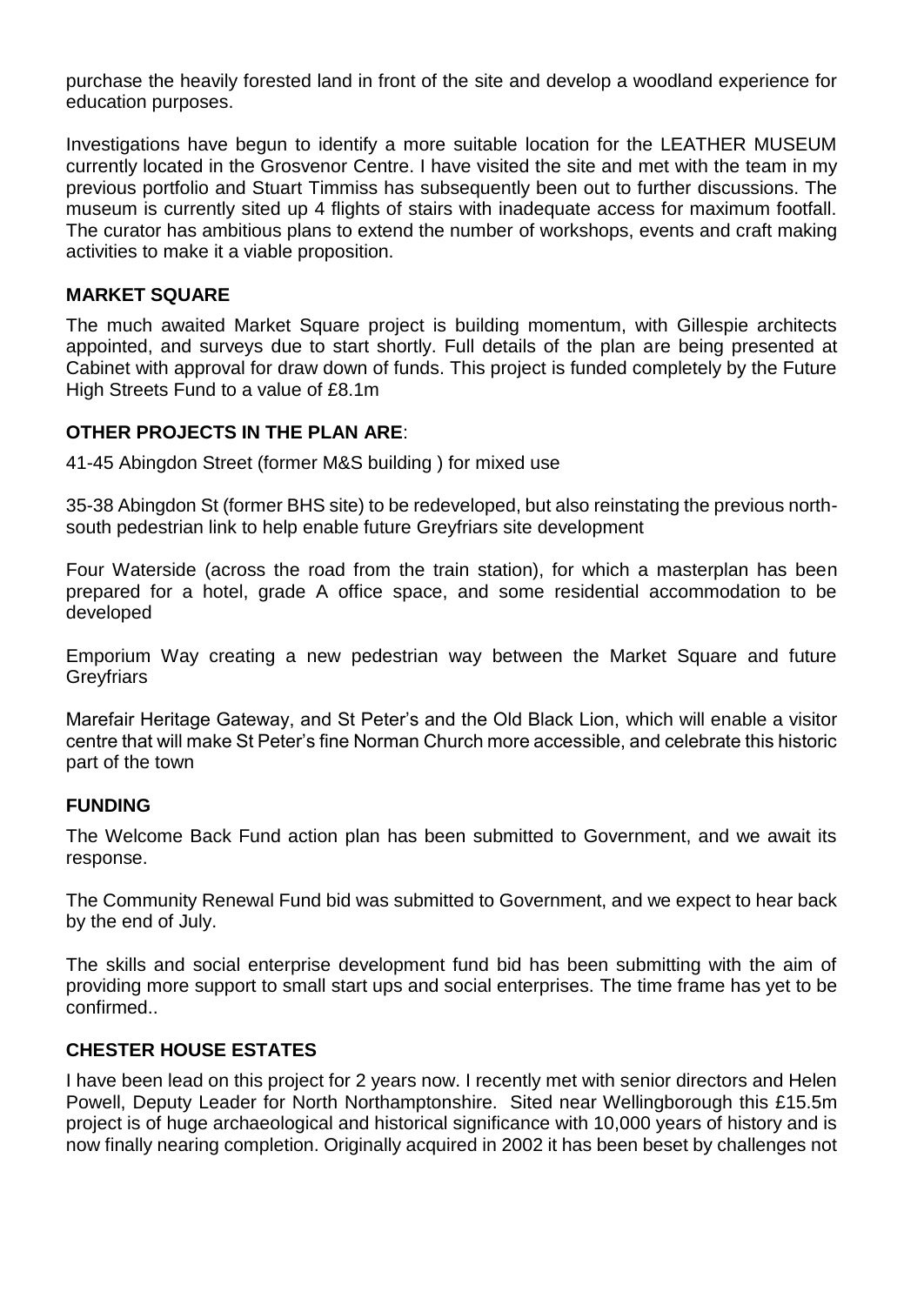purchase the heavily forested land in front of the site and develop a woodland experience for education purposes.

Investigations have begun to identify a more suitable location for the LEATHER MUSEUM currently located in the Grosvenor Centre. I have visited the site and met with the team in my previous portfolio and Stuart Timmiss has subsequently been out to further discussions. The museum is currently sited up 4 flights of stairs with inadequate access for maximum footfall. The curator has ambitious plans to extend the number of workshops, events and craft making activities to make it a viable proposition.

**MARKET SQUARE**

The much awaited Market Square project is building momentum, with Gillespie architects appointed, and surveys due to start shortly. Full details of the plan are being presented at Cabinet with approval for draw down of funds. This project is funded completely by the Future High Streets Fund to a value of £8.1m

**OTHER PROJECTS IN THE PLAN ARE**:

41-45 Abingdon Street (former M&S building ) for mixed use

35-38 Abingdon St (former BHS site) to be redeveloped, but also reinstating the previous north-south pedestrian link to help enable future Greyfriars site development

Four Waterside (across the road from the train station), for which a masterplan has been prepared for a hotel, grade A office space, and some residential accommodation to be developed

Emporium Way creating a new pedestrian way between the Market Square and future Greyfriars

Marefair Heritage Gateway, and St Peter's and the Old Black Lion, which will enable a visitor centre that will make St Peter's fine Norman Church more accessible, and celebrate this historic part of the town

**FUNDING**

The Welcome Back Fund action plan has been submitted to Government, and we await its response.

The Community Renewal Fund bid was submitted to Government, and we expect to hear back by the end of July.

The skills and social enterprise development fund bid has been submitting with the aim of providing more support to small start ups and social enterprises. The time frame has yet to be confirmed..

**CHESTER HOUSE ESTATES**

I have been lead on this project for 2 years now. I recently met with senior directors and Helen Powell, Deputy Leader for North Northamptonshire. Sited near Wellingborough this £15.5m project is of huge archaeological and historical significance with 10,000 years of history and is now finally nearing completion. Originally acquired in 2002 it has been beset by challenges not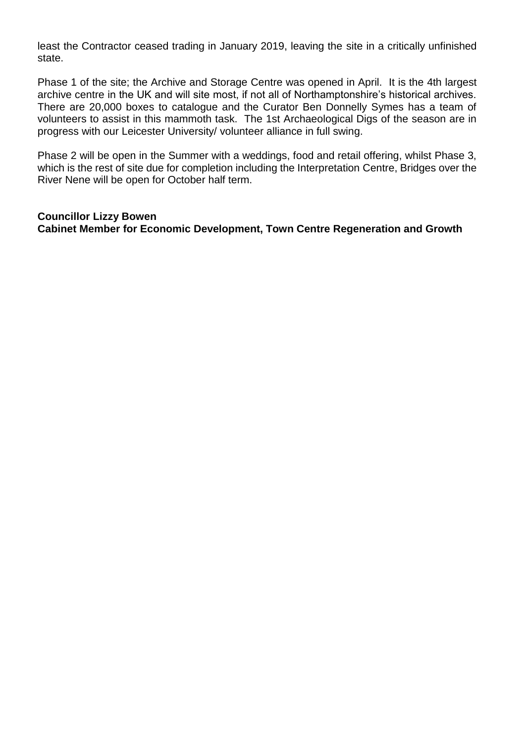least the Contractor ceased trading in January 2019, leaving the site in a critically unfinished state.

Phase 1 of the site; the Archive and Storage Centre was opened in April. It is the 4th largest archive centre in the UK and will site most, if not all of Northamptonshire's historical archives. There are 20,000 boxes to catalogue and the Curator Ben Donnelly Symes has a team of volunteers to assist in this mammoth task. The 1st Archaeological Digs of the season are in progress with our Leicester University/ volunteer alliance in full swing.

Phase 2 will be open in the Summer with a weddings, food and retail offering, whilst Phase 3, which is the rest of site due for completion including the Interpretation Centre, Bridges over the River Nene will be open for October half term.

**Councillor Lizzy Bowen**
**Cabinet Member for Economic Development, Town Centre Regeneration and Growth**